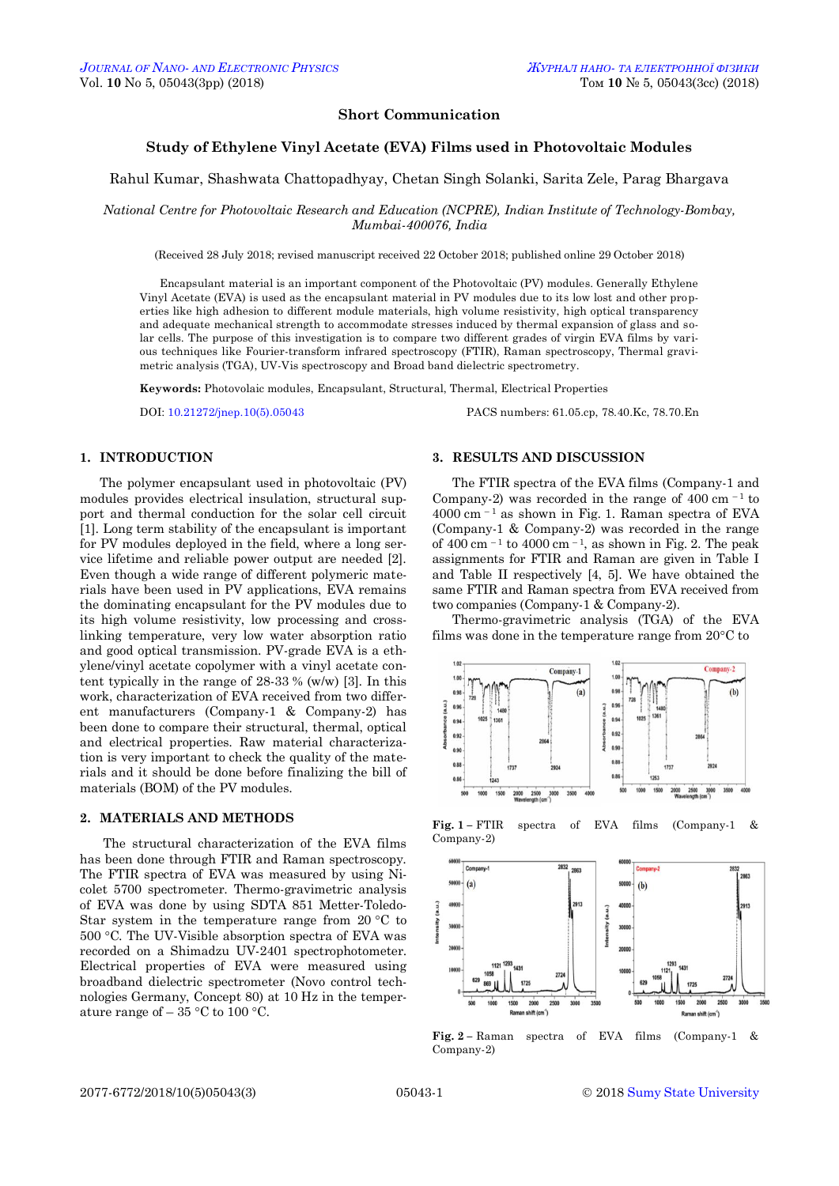**Short Communication**

# Study of Ethylene Vinyl Acetate (EVA) Films used in Photovoltaic Modules

Rahul Kumar, Shashwata Chattopadhyay, Chetan Singh Solanki, Sarita Zele, Parag Bhargava

*National Centre for Photovoltaic Research and Education (NCPRE), Indian Institute of Technology-Bombay, Mumbai-400076, India*

(Received 28 July 2018; revised manuscript received 22 October 2018; published online 29 October 2018)

Encapsulant material is an important component of the Photovoltaic (PV) modules. Generally Ethylene Vinyl Acetate (EVA) is used as the encapsulant material in PV modules due to its low lost and other properties like high adhesion to different module materials, high volume resistivity, high optical transparency and adequate mechanical strength to accommodate stresses induced by thermal expansion of glass and solar cells. The purpose of this investigation is to compare two different grades of virgin EVA films by various techniques like Fourier-transform infrared spectroscopy (FTIR), Raman spectroscopy, Thermal gravimetric analysis (TGA), UV-Vis spectroscopy and Broad band dielectric spectrometry.

**Keywords:** Photovolaic modules, Encapsulant, Structural, Thermal, Electrical Properties

DOI: 10.21272/jnep.10(5).05043 PACS numbers: 61.05.cp, 78.40.Kc, 78.70.En

## 1. INTRODUCTION

The polymer encapsulant used in photovoltaic (PV) modules provides electrical insulation, structural support and thermal conduction for the solar cell circuit [1]. Long term stability of the encapsulant is important for PV modules deployed in the field, where a long service lifetime and reliable power output are needed [2]. Even though a wide range of different polymeric materials have been used in PV applications, EVA remains the dominating encapsulant for the PV modules due to its high volume resistivity, low processing and crosslinking temperature, very low water absorption ratio and good optical transmission. PV-grade EVA is a ethylene/vinyl acetate copolymer with a vinyl acetate content typically in the range of 28-33 % (w/w) [3]. In this work, characterization of EVA received from two different manufacturers (Company-1 & Company-2) has been done to compare their structural, thermal, optical and electrical properties. Raw material characterization is very important to check the quality of the materials and it should be done before finalizing the bill of materials (BOM) of the PV modules.

## 2. MATERIALS AND METHODS

The structural characterization of the EVA films has been done through FTIR and Raman spectroscopy. The FTIR spectra of EVA was measured by using Nicolet 5700 spectrometer. Thermo-gravimetric analysis of EVA was done by using SDTA 851 Metter-Toledo-Star system in the temperature range from 20 °C to 500 °C. The UV-Visible absorption spectra of EVA was recorded on a Shimadzu UV-2401 spectrophotometer. Electrical properties of EVA were measured using broadband dielectric spectrometer (Novo control technologies Germany, Concept 80) at 10 Hz in the temperature range of – 35 °C to 100 °C.

## 3. RESULTS AND DISCUSSION

The FTIR spectra of the EVA films (Company-1 and Company-2) was recorded in the range of 400 $cm^{-1}$ to 4000 $cm^{-1}$ as shown in Fig. 1. Raman spectra of EVA (Company-1 & Company-2) was recorded in the range of 400 $cm^{-1}$ to 4000 $cm^{-1}$, as shown in Fig. 2. The peak assignments for FTIR and Raman are given in Table I and Table II respectively [4, 5]. We have obtained the same FTIR and Raman spectra from EVA received from two companies (Company-1 & Company-2).

Thermo-gravimetric analysis (TGA) of the EVA films was done in the temperature range from 20°C to

**Fig. 1** – FTIR spectra of EVA films (Company-1 & Company-2)

**Fig. 2** – Raman spectra of EVA films (Company-1 & Company-2)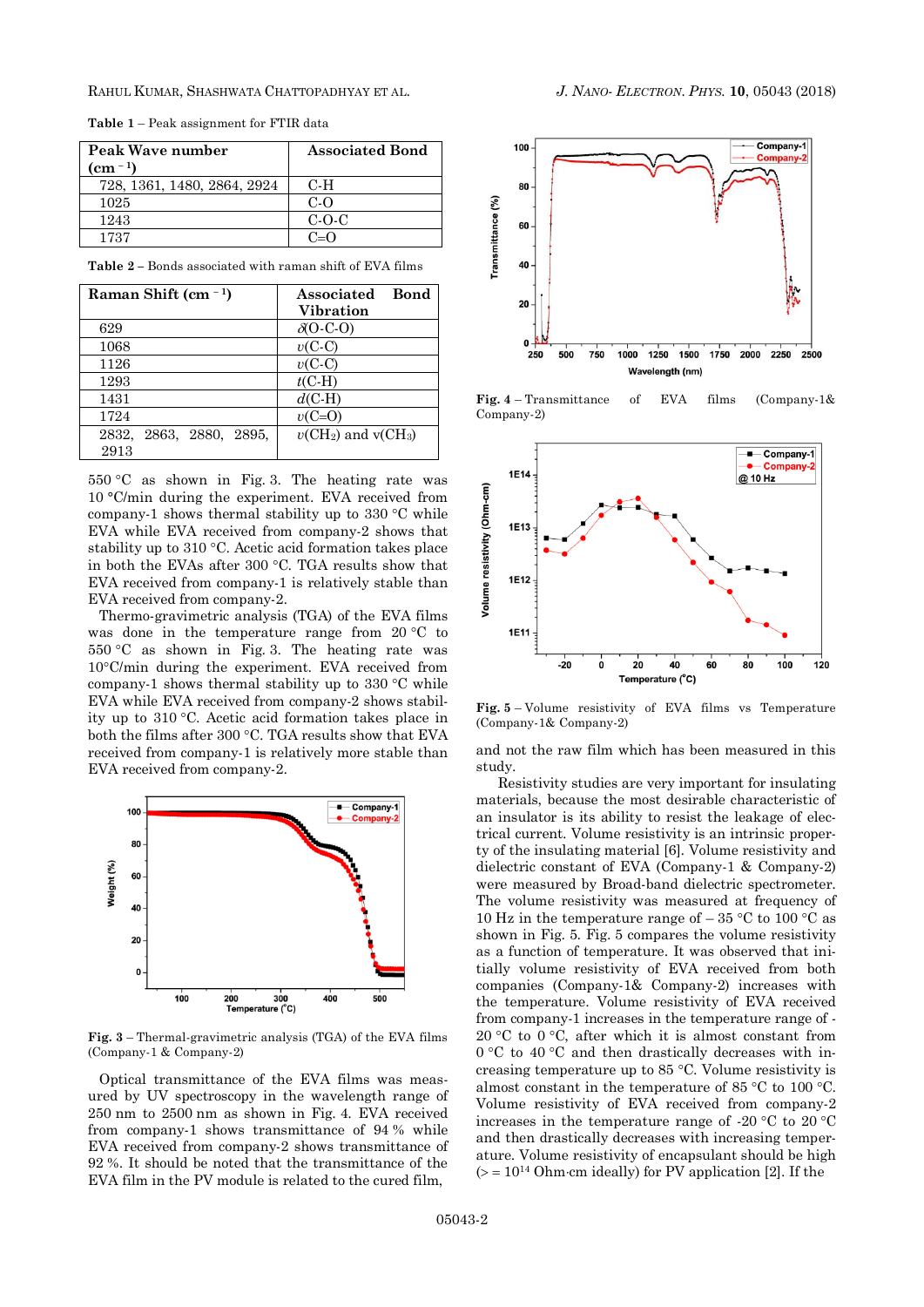**Table 1** – Peak assignment for FTIR data

| Peak Wave number ($cm^{-1}$) | Associated Bond |
|---|---|
| 728, 1361, 1480, 2864, 2924 | C-H |
| 1025 | C-O |
| 1243 | C-O-C |
| 1737 | C=O |

**Table 2** – Bonds associated with raman shift of EVA films

| Raman Shift ($cm^{-1}$) | Associated Bond Vibration |
|---|---|
| 629 | $\delta$(O-C-O) |
| 1068 | $\upsilon$(C-C) |
| 1126 | $\upsilon$(C-C) |
| 1293 | $t$(C-H) |
| 1431 | $d$(C-H) |
| 1724 | $\upsilon$(C=O) |
| 2832, 2863, 2880, 2895, 2913 | $\upsilon$($CH_2$) and v($CH_3$) |

550 °C as shown in Fig. 3. The heating rate was 10 °C/min during the experiment. EVA received from company-1 shows thermal stability up to 330 °C while EVA while EVA received from company-2 shows that stability up to 310 °C. Acetic acid formation takes place in both the EVAs after 300 °C. TGA results show that EVA received from company-1 is relatively stable than EVA received from company-2.

Thermo-gravimetric analysis (TGA) of the EVA films was done in the temperature range from 20 °C to 550 °C as shown in Fig. 3. The heating rate was 10°C/min during the experiment. EVA received from company-1 shows thermal stability up to 330 °C while EVA while EVA received from company-2 shows stability up to 310 °C. Acetic acid formation takes place in both the films after 300 °C. TGA results show that EVA received from company-1 is relatively more stable than EVA received from company-2.

**Fig. 3** – Thermal-gravimetric analysis (TGA) of the EVA films (Company-1 & Company-2)

Optical transmittance of the EVA films was measured by UV spectroscopy in the wavelength range of 250 nm to 2500 nm as shown in Fig. 4. EVA received from company-1 shows transmittance of 94 % while EVA received from company-2 shows transmittance of 92 %. It should be noted that the transmittance of the EVA film in the PV module is related to the cured film, and not the raw film which has been measured in this study.

**Fig. 4** – Transmittance of EVA films (Company-1& Company-2)

**Fig. 5** – Volume resistivity of EVA films vs Temperature (Company-1& Company-2)

Resistivity studies are very important for insulating materials, because the most desirable characteristic of an insulator is its ability to resist the leakage of electrical current. Volume resistivity is an intrinsic property of the insulating material [6]. Volume resistivity and dielectric constant of EVA (Company-1 & Company-2) were measured by Broad-band dielectric spectrometer. The volume resistivity was measured at frequency of 10 Hz in the temperature range of – 35 °C to 100 °C as shown in Fig. 5. Fig. 5 compares the volume resistivity as a function of temperature. It was observed that initially volume resistivity of EVA received from both companies (Company-1& Company-2) increases with the temperature. Volume resistivity of EVA received from company-1 increases in the temperature range of -20 °C to 0 °C, after which it is almost constant from 0 °C to 40 °C and then drastically decreases with increasing temperature up to 85 °C. Volume resistivity is almost constant in the temperature of 85 °C to 100 °C. Volume resistivity of EVA received from company-2 increases in the temperature range of -20 °C to 20 °C and then drastically decreases with increasing temperature. Volume resistivity of encapsulant should be high (> = $10^{14}$ Ohm·cm ideally) for PV application [2]. If the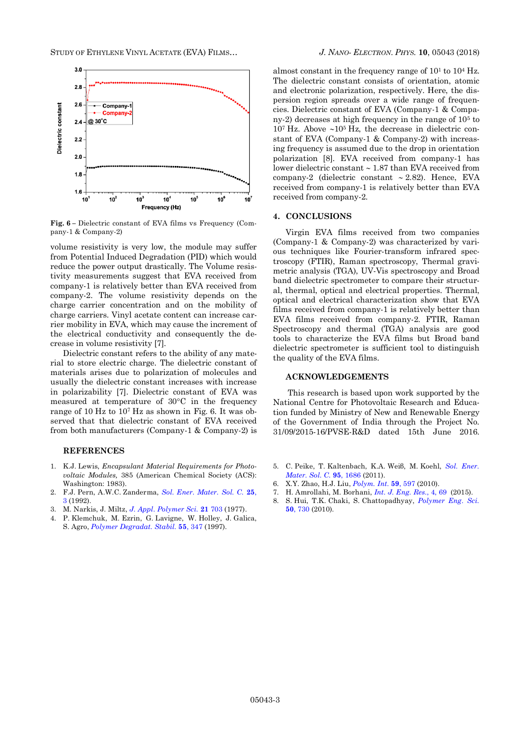3.0

2.8

2.6

2.4

2.2

2.0

1.8

1.6

Dielectric constant

Company-1

Company-2

@ 30°C

$10^1$ $10^2$ $10^3$ $10^4$ $10^5$ $10^6$ $10^7$

Frequency (Hz)

**Fig. 6** – Dielectric constant of EVA films vs Frequency (Company-1 & Company-2)

volume resistivity is very low, the module may suffer from Potential Induced Degradation (PID) which would reduce the power output drastically. The Volume resistivity measurements suggest that EVA received from company-1 is relatively better than EVA received from company-2. The volume resistivity depends on the charge carrier concentration and on the mobility of charge carriers. Vinyl acetate content can increase carrier mobility in EVA, which may cause the increment of the electrical conductivity and consequently the decrease in volume resistivity [7].

Dielectric constant refers to the ability of any material to store electric charge. The dielectric constant of materials arises due to polarization of molecules and usually the dielectric constant increases with increase in polarizability [7]. Dielectric constant of EVA was measured at temperature of 30°C in the frequency range of 10 Hz to $10^7$ Hz as shown in Fig. 6. It was observed that that dielectric constant of EVA received from both manufacturers (Company-1 & Company-2) is almost constant in the frequency range of $10^1$ to $10^4$ Hz. The dielectric constant consists of orientation, atomic and electronic polarization, respectively. Here, the dispersion region spreads over a wide range of frequencies. Dielectric constant of EVA (Company-1 & Company-2) decreases at high frequency in the range of $10^5$ to $10^7$ Hz. Above ~$10^5$ Hz, the decrease in dielectric constant of EVA (Company-1 & Company-2) with increasing frequency is assumed due to the drop in orientation polarization [8]. EVA received from company-1 has lower dielectric constant ~ 1.87 than EVA received from company-2 (dielectric constant ~ 2.82). Hence, EVA received from company-1 is relatively better than EVA received from company-2.

## 4. CONCLUSIONS

Virgin EVA films received from two companies (Company-1 & Company-2) was characterized by various techniques like Fourier-transform infrared spectroscopy (FTIR), Raman spectroscopy, Thermal gravimetric analysis (TGA), UV-Vis spectroscopy and Broad band dielectric spectrometer to compare their structural, thermal, optical and electrical properties. Thermal, optical and electrical characterization show that EVA films received from company-1 is relatively better than EVA films received from company-2. FTIR, Raman Spectroscopy and thermal (TGA) analysis are good tools to characterize the EVA films but Broad band dielectric spectrometer is sufficient tool to distinguish the quality of the EVA films.

## ACKNOWLEDGEMENTS

This research is based upon work supported by the National Centre for Photovoltaic Research and Education funded by Ministry of New and Renewable Energy of the Government of India through the Project No. 31/09/2015-16/PVSE-R&D dated 15th June 2016.

## REFERENCES

1. K.J. Lewis, *Encapsulant Material Requirements for Photovoltaic Modules,* 385 (American Chemical Society (ACS): Washington: 1983).
2. F.J. Pern, A.W.C. Zanderma, *Sol. Ener. Mater. Sol. C.* **25**, 3 (1992).
3. M. Narkis, J. Miltz, *J. Appl. Polymer Sci.* **21** 703 (1977).
4. P. Klemchuk, M. Ezrin, G. Lavigne, W. Holley, J. Galica, S. Agro, *Polymer Degradat. Stabil.* **55**, 347 (1997).
5. C. Peike, T. Kaltenbach, K.A. Weiß, M. Koehl, *Sol. Ener. Mater. Sol. C.* **95**, 1686 (2011).
6. X.Y. Zhao, H.J. Liu, *Polym. Int.* **59**, 597 (2010).
7. H. Amrollahi, M. Borhani, *Int. J. Eng. Res.*, 4, 69 (2015).
8. S. Hui, T.K. Chaki, S. Chattopadhyay, *Polymer Eng. Sci.* **50**, 730 (2010).